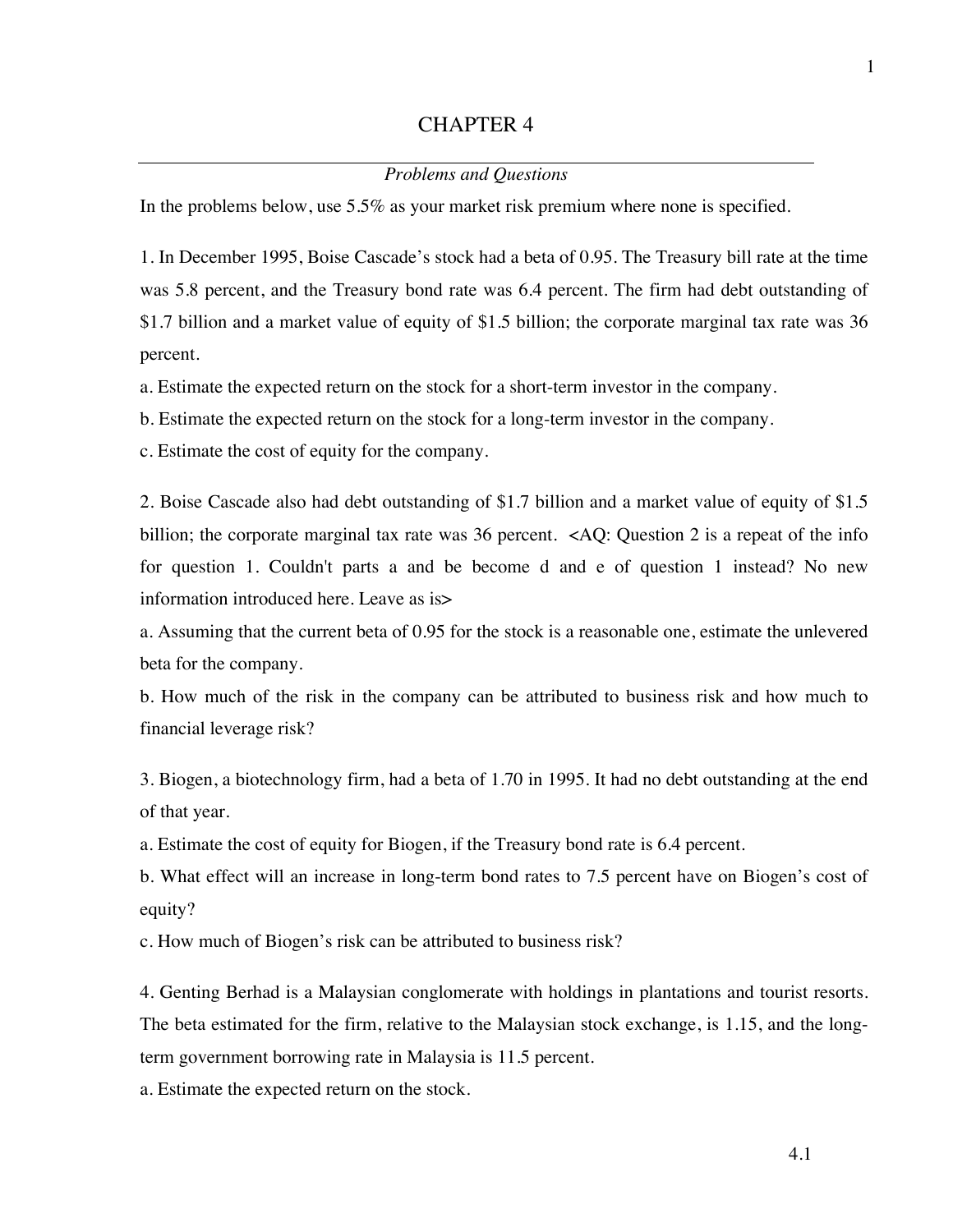# CHAPTER 4

*Problems and Questions*

In the problems below, use 5.5% as your market risk premium where none is specified.

1. In December 1995, Boise Cascade's stock had a beta of 0.95. The Treasury bill rate at the time was 5.8 percent, and the Treasury bond rate was 6.4 percent. The firm had debt outstanding of $1.7 billion and a market value of equity of $1.5 billion; the corporate marginal tax rate was 36 percent.

a. Estimate the expected return on the stock for a short-term investor in the company.

b. Estimate the expected return on the stock for a long-term investor in the company.

c. Estimate the cost of equity for the company.

2. Boise Cascade also had debt outstanding of $1.7 billion and a market value of equity of $1.5 billion; the corporate marginal tax rate was 36 percent. <AQ: Question 2 is a repeat of the info for question 1. Couldn't parts a and be become d and e of question 1 instead? No new information introduced here. Leave as is>

a. Assuming that the current beta of 0.95 for the stock is a reasonable one, estimate the unlevered beta for the company.

b. How much of the risk in the company can be attributed to business risk and how much to financial leverage risk?

3. Biogen, a biotechnology firm, had a beta of 1.70 in 1995. It had no debt outstanding at the end of that year.

a. Estimate the cost of equity for Biogen, if the Treasury bond rate is 6.4 percent.

b. What effect will an increase in long-term bond rates to 7.5 percent have on Biogen's cost of equity?

c. How much of Biogen's risk can be attributed to business risk?

4. Genting Berhad is a Malaysian conglomerate with holdings in plantations and tourist resorts. The beta estimated for the firm, relative to the Malaysian stock exchange, is 1.15, and the long-term government borrowing rate in Malaysia is 11.5 percent.

a. Estimate the expected return on the stock.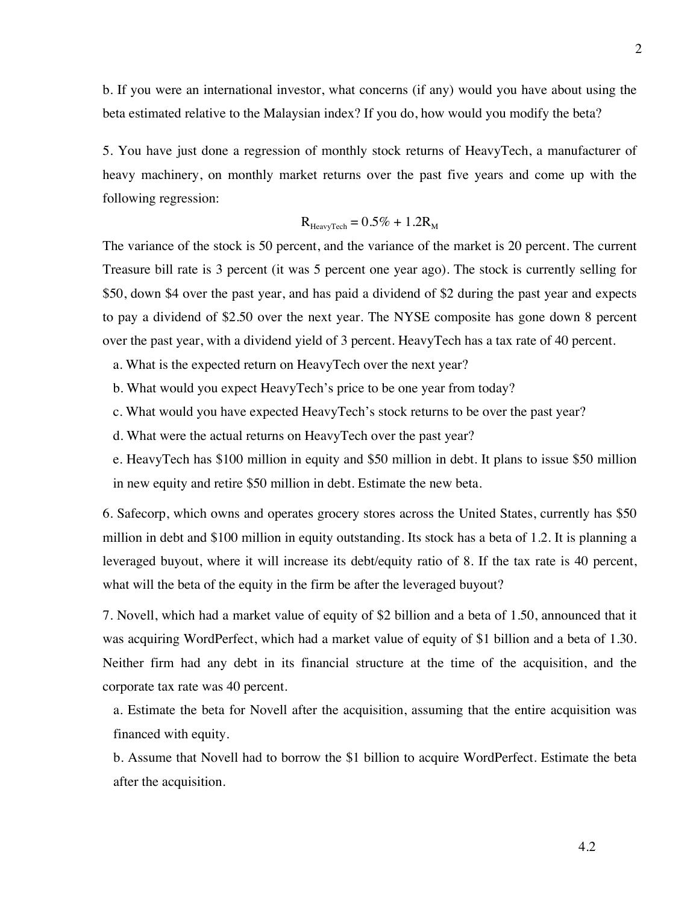b. If you were an international investor, what concerns (if any) would you have about using the beta estimated relative to the Malaysian index? If you do, how would you modify the beta?

5. You have just done a regression of monthly stock returns of HeavyTech, a manufacturer of heavy machinery, on monthly market returns over the past five years and come up with the following regression:

$$R_{HeavyTech} = 0.5\% + 1.2R_M$$

The variance of the stock is 50 percent, and the variance of the market is 20 percent. The current Treasure bill rate is 3 percent (it was 5 percent one year ago). The stock is currently selling for \$50, down \$4 over the past year, and has paid a dividend of \$2 during the past year and expects to pay a dividend of \$2.50 over the next year. The NYSE composite has gone down 8 percent over the past year, with a dividend yield of 3 percent. HeavyTech has a tax rate of 40 percent.

a. What is the expected return on HeavyTech over the next year?

b. What would you expect HeavyTech's price to be one year from today?

c. What would you have expected HeavyTech's stock returns to be over the past year?

d. What were the actual returns on HeavyTech over the past year?

e. HeavyTech has \$100 million in equity and \$50 million in debt. It plans to issue \$50 million in new equity and retire \$50 million in debt. Estimate the new beta.

6. Safecorp, which owns and operates grocery stores across the United States, currently has \$50 million in debt and \$100 million in equity outstanding. Its stock has a beta of 1.2. It is planning a leveraged buyout, where it will increase its debt/equity ratio of 8. If the tax rate is 40 percent, what will the beta of the equity in the firm be after the leveraged buyout?

7. Novell, which had a market value of equity of \$2 billion and a beta of 1.50, announced that it was acquiring WordPerfect, which had a market value of equity of \$1 billion and a beta of 1.30. Neither firm had any debt in its financial structure at the time of the acquisition, and the corporate tax rate was 40 percent.

a. Estimate the beta for Novell after the acquisition, assuming that the entire acquisition was financed with equity.

b. Assume that Novell had to borrow the \$1 billion to acquire WordPerfect. Estimate the beta after the acquisition.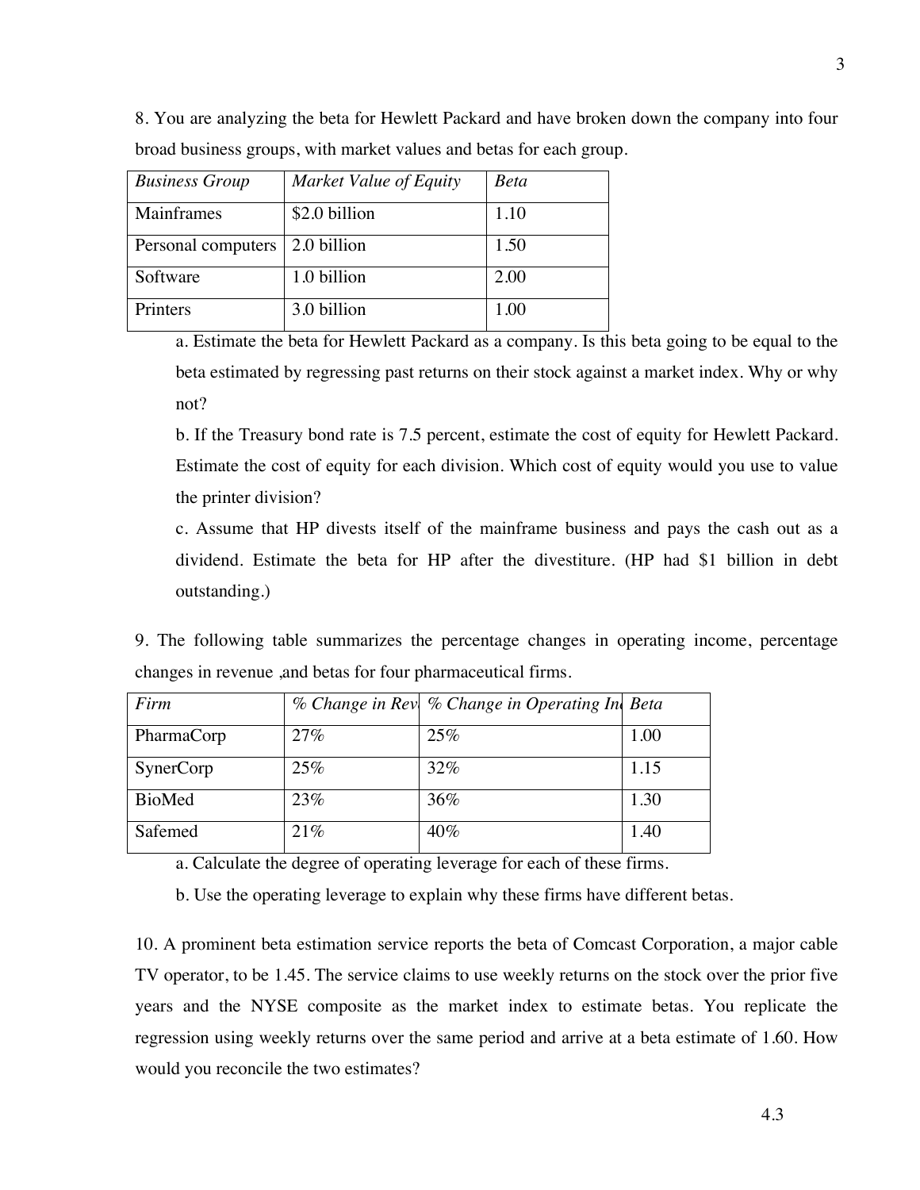8. You are analyzing the beta for Hewlett Packard and have broken down the company into four broad business groups, with market values and betas for each group.

| *Business Group* | *Market Value of Equity* | *Beta* |
|---|---|---|
| Mainframes | $2.0 billion | 1.10 |
| Personal computers | 2.0 billion | 1.50 |
| Software | 1.0 billion | 2.00 |
| Printers | 3.0 billion | 1.00 |

a. Estimate the beta for Hewlett Packard as a company. Is this beta going to be equal to the beta estimated by regressing past returns on their stock against a market index. Why or why not?

b. If the Treasury bond rate is 7.5 percent, estimate the cost of equity for Hewlett Packard. Estimate the cost of equity for each division. Which cost of equity would you use to value the printer division?

c. Assume that HP divests itself of the mainframe business and pays the cash out as a dividend. Estimate the beta for HP after the divestiture. (HP had $1 billion in debt outstanding.)

9. The following table summarizes the percentage changes in operating income, percentage changes in revenue ,and betas for four pharmaceutical firms.

| *Firm* | *% Change in Rev* | *% Change in Operating In* | *Beta* |
|---|---|---|---|
| PharmaCorp | 27% | 25% | 1.00 |
| SynerCorp | 25% | 32% | 1.15 |
| BioMed | 23% | 36% | 1.30 |
| Safemed | 21% | 40% | 1.40 |

a. Calculate the degree of operating leverage for each of these firms.

b. Use the operating leverage to explain why these firms have different betas.

10. A prominent beta estimation service reports the beta of Comcast Corporation, a major cable TV operator, to be 1.45. The service claims to use weekly returns on the stock over the prior five years and the NYSE composite as the market index to estimate betas. You replicate the regression using weekly returns over the same period and arrive at a beta estimate of 1.60. How would you reconcile the two estimates?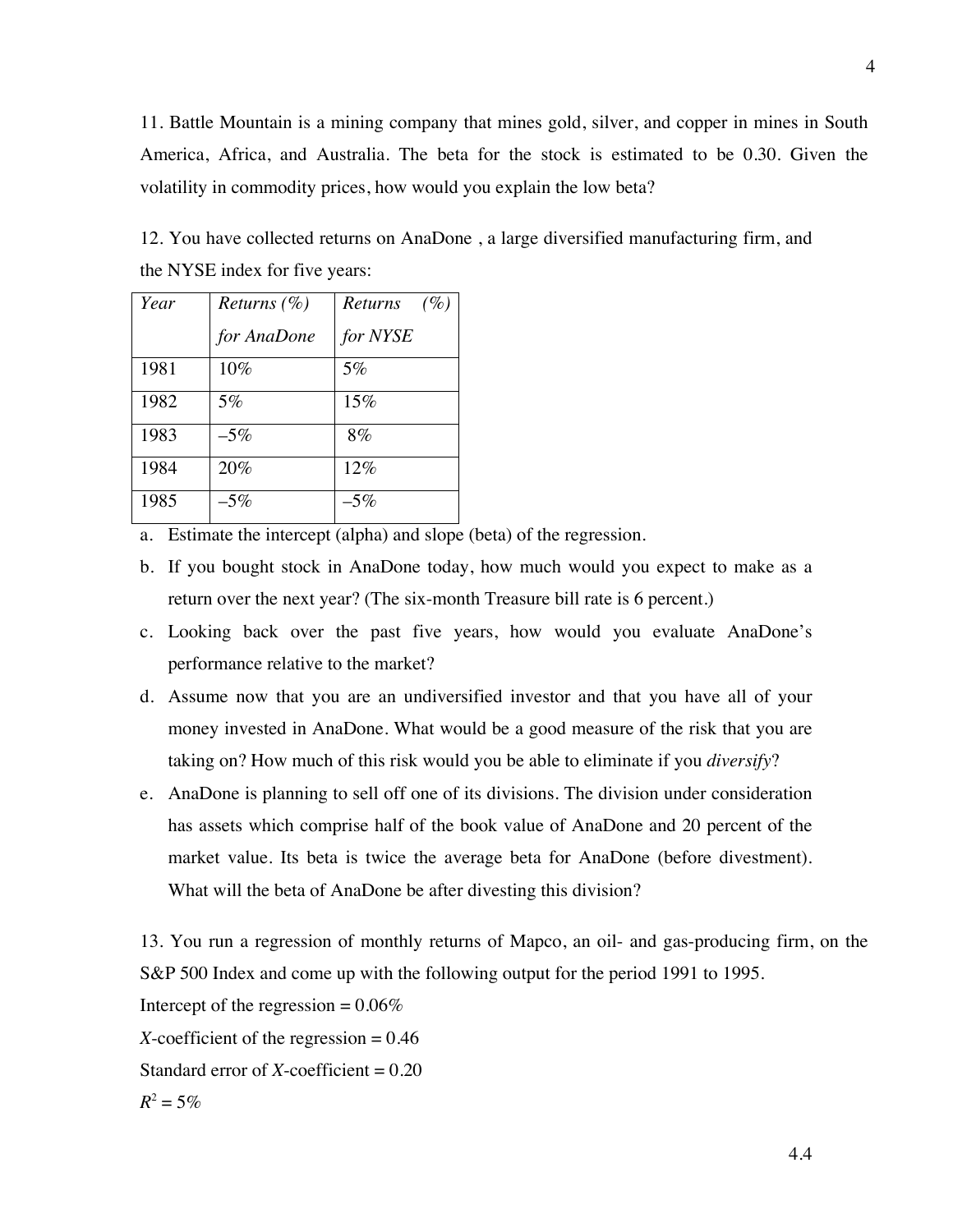11. Battle Mountain is a mining company that mines gold, silver, and copper in mines in South America, Africa, and Australia. The beta for the stock is estimated to be 0.30. Given the volatility in commodity prices, how would you explain the low beta?

12. You have collected returns on AnaDone , a large diversified manufacturing firm, and the NYSE index for five years:

| *Year* | *Returns (%) for AnaDone* | *Returns (%) for NYSE* |
|---|---|---|
| 1981 | 10% | 5% |
| 1982 | 5% | 15% |
| 1983 | –5% | 8% |
| 1984 | 20% | 12% |
| 1985 | –5% | –5% |

a. Estimate the intercept (alpha) and slope (beta) of the regression.

b. If you bought stock in AnaDone today, how much would you expect to make as a return over the next year? (The six-month Treasure bill rate is 6 percent.)

c. Looking back over the past five years, how would you evaluate AnaDone's performance relative to the market?

d. Assume now that you are an undiversified investor and that you have all of your money invested in AnaDone. What would be a good measure of the risk that you are taking on? How much of this risk would you be able to eliminate if you *diversify*?

e. AnaDone is planning to sell off one of its divisions. The division under consideration has assets which comprise half of the book value of AnaDone and 20 percent of the market value. Its beta is twice the average beta for AnaDone (before divestment). What will the beta of AnaDone be after divesting this division?

13. You run a regression of monthly returns of Mapco, an oil- and gas-producing firm, on the S&P 500 Index and come up with the following output for the period 1991 to 1995.

Intercept of the regression = 0.06%

*X*-coefficient of the regression = 0.46

Standard error of *X*-coefficient = 0.20

$R^2$ = 5%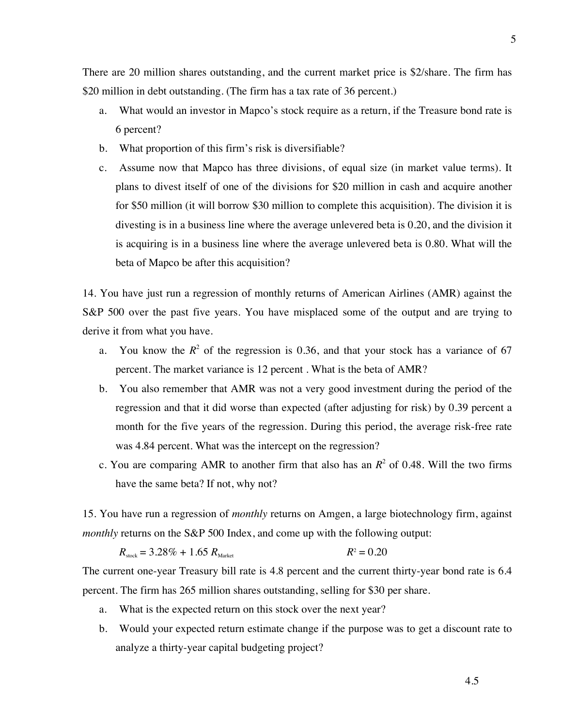There are 20 million shares outstanding, and the current market price is $2/share. The firm has $20 million in debt outstanding. (The firm has a tax rate of 36 percent.)

a. What would an investor in Mapco's stock require as a return, if the Treasure bond rate is 6 percent?

b. What proportion of this firm's risk is diversifiable?

c. Assume now that Mapco has three divisions, of equal size (in market value terms). It plans to divest itself of one of the divisions for $20 million in cash and acquire another for $50 million (it will borrow $30 million to complete this acquisition). The division it is divesting is in a business line where the average unlevered beta is 0.20, and the division it is acquiring is in a business line where the average unlevered beta is 0.80. What will the beta of Mapco be after this acquisition?

14. You have just run a regression of monthly returns of American Airlines (AMR) against the S&P 500 over the past five years. You have misplaced some of the output and are trying to derive it from what you have.

a. You know the $R^2$ of the regression is 0.36, and that your stock has a variance of 67 percent. The market variance is 12 percent . What is the beta of AMR?

b. You also remember that AMR was not a very good investment during the period of the regression and that it did worse than expected (after adjusting for risk) by 0.39 percent a month for the five years of the regression. During this period, the average risk-free rate was 4.84 percent. What was the intercept on the regression?

c. You are comparing AMR to another firm that also has an $R^2$ of 0.48. Will the two firms have the same beta? If not, why not?

15. You have run a regression of *monthly* returns on Amgen, a large biotechnology firm, against *monthly* returns on the S&P 500 Index, and come up with the following output:

$R_{\text{stock}} = 3.28\% + 1.65\ R_{\text{Market}}$ $\qquad\qquad R^2 = 0.20$

The current one-year Treasury bill rate is 4.8 percent and the current thirty-year bond rate is 6.4 percent. The firm has 265 million shares outstanding, selling for $30 per share.

a. What is the expected return on this stock over the next year?

b. Would your expected return estimate change if the purpose was to get a discount rate to analyze a thirty-year capital budgeting project?

4.5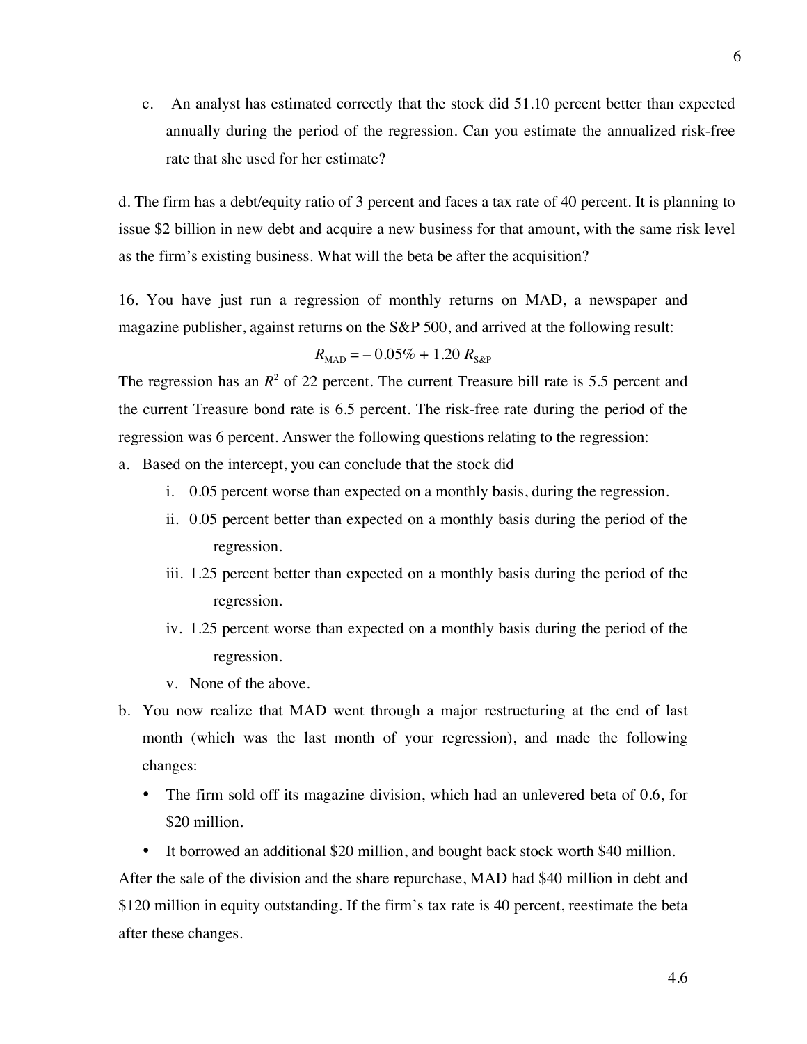c. An analyst has estimated correctly that the stock did 51.10 percent better than expected annually during the period of the regression. Can you estimate the annualized risk-free rate that she used for her estimate?

d. The firm has a debt/equity ratio of 3 percent and faces a tax rate of 40 percent. It is planning to issue $2 billion in new debt and acquire a new business for that amount, with the same risk level as the firm's existing business. What will the beta be after the acquisition?

16. You have just run a regression of monthly returns on MAD, a newspaper and magazine publisher, against returns on the S&P 500, and arrived at the following result:

$$R_{\text{MAD}} = -0.05\% + 1.20\ R_{\text{S\&P}}$$

The regression has an $R^2$ of 22 percent. The current Treasure bill rate is 5.5 percent and the current Treasure bond rate is 6.5 percent. The risk-free rate during the period of the regression was 6 percent. Answer the following questions relating to the regression:

a. Based on the intercept, you can conclude that the stock did
   i. 0.05 percent worse than expected on a monthly basis, during the regression.
   ii. 0.05 percent better than expected on a monthly basis during the period of the regression.
   iii. 1.25 percent better than expected on a monthly basis during the period of the regression.
   iv. 1.25 percent worse than expected on a monthly basis during the period of the regression.
   v. None of the above.

b. You now realize that MAD went through a major restructuring at the end of last month (which was the last month of your regression), and made the following changes:
   - The firm sold off its magazine division, which had an unlevered beta of 0.6, for $20 million.
   - It borrowed an additional $20 million, and bought back stock worth $40 million.

After the sale of the division and the share repurchase, MAD had $40 million in debt and $120 million in equity outstanding. If the firm's tax rate is 40 percent, reestimate the beta after these changes.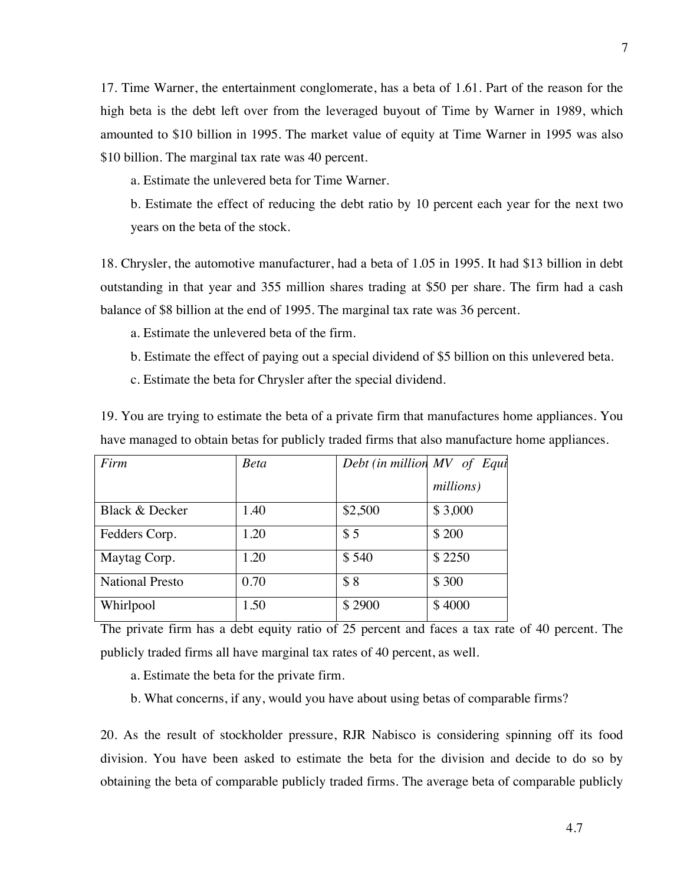17. Time Warner, the entertainment conglomerate, has a beta of 1.61. Part of the reason for the high beta is the debt left over from the leveraged buyout of Time by Warner in 1989, which amounted to $10 billion in 1995. The market value of equity at Time Warner in 1995 was also $10 billion. The marginal tax rate was 40 percent.

   a. Estimate the unlevered beta for Time Warner.

   b. Estimate the effect of reducing the debt ratio by 10 percent each year for the next two years on the beta of the stock.

18. Chrysler, the automotive manufacturer, had a beta of 1.05 in 1995. It had $13 billion in debt outstanding in that year and 355 million shares trading at $50 per share. The firm had a cash balance of $8 billion at the end of 1995. The marginal tax rate was 36 percent.

   a. Estimate the unlevered beta of the firm.

   b. Estimate the effect of paying out a special dividend of $5 billion on this unlevered beta.

   c. Estimate the beta for Chrysler after the special dividend.

19. You are trying to estimate the beta of a private firm that manufactures home appliances. You have managed to obtain betas for publicly traded firms that also manufacture home appliances.

| *Firm* | *Beta* | *Debt (in million* | *MV of Equi millions)* |
|---|---|---|---|
| Black & Decker | 1.40 | $2,500 | $ 3,000 |
| Fedders Corp. | 1.20 | $ 5 | $ 200 |
| Maytag Corp. | 1.20 | $ 540 | $ 2250 |
| National Presto | 0.70 | $ 8 | $ 300 |
| Whirlpool | 1.50 | $ 2900 | $ 4000 |

The private firm has a debt equity ratio of 25 percent and faces a tax rate of 40 percent. The publicly traded firms all have marginal tax rates of 40 percent, as well.

   a. Estimate the beta for the private firm.

   b. What concerns, if any, would you have about using betas of comparable firms?

20. As the result of stockholder pressure, RJR Nabisco is considering spinning off its food division. You have been asked to estimate the beta for the division and decide to do so by obtaining the beta of comparable publicly traded firms. The average beta of comparable publicly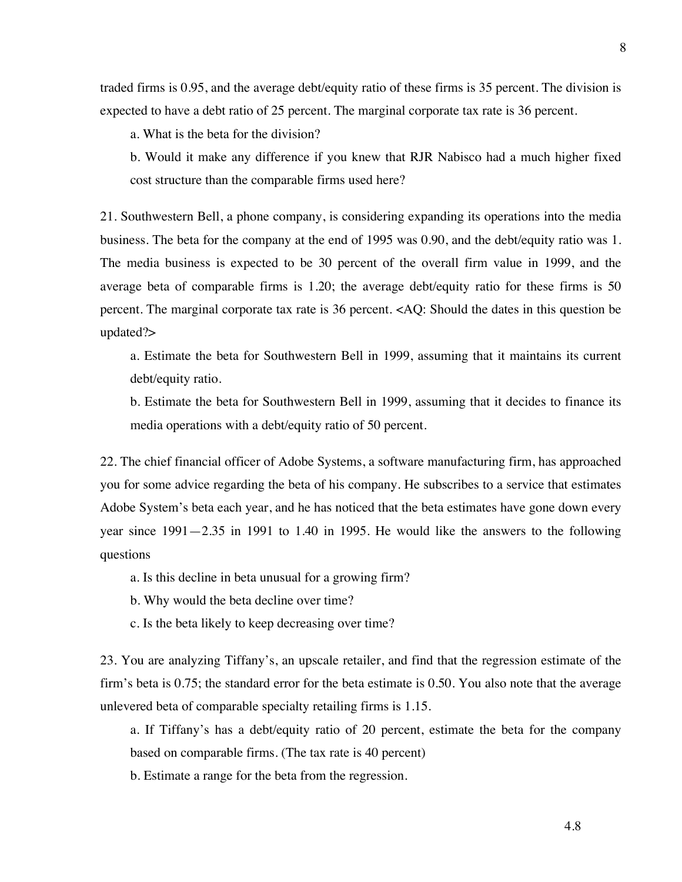traded firms is 0.95, and the average debt/equity ratio of these firms is 35 percent. The division is expected to have a debt ratio of 25 percent. The marginal corporate tax rate is 36 percent.

a. What is the beta for the division?

b. Would it make any difference if you knew that RJR Nabisco had a much higher fixed cost structure than the comparable firms used here?

21. Southwestern Bell, a phone company, is considering expanding its operations into the media business. The beta for the company at the end of 1995 was 0.90, and the debt/equity ratio was 1. The media business is expected to be 30 percent of the overall firm value in 1999, and the average beta of comparable firms is 1.20; the average debt/equity ratio for these firms is 50 percent. The marginal corporate tax rate is 36 percent. <AQ: Should the dates in this question be updated?>

a. Estimate the beta for Southwestern Bell in 1999, assuming that it maintains its current debt/equity ratio.

b. Estimate the beta for Southwestern Bell in 1999, assuming that it decides to finance its media operations with a debt/equity ratio of 50 percent.

22. The chief financial officer of Adobe Systems, a software manufacturing firm, has approached you for some advice regarding the beta of his company. He subscribes to a service that estimates Adobe System's beta each year, and he has noticed that the beta estimates have gone down every year since 1991—2.35 in 1991 to 1.40 in 1995. He would like the answers to the following questions

a. Is this decline in beta unusual for a growing firm?

b. Why would the beta decline over time?

c. Is the beta likely to keep decreasing over time?

23. You are analyzing Tiffany's, an upscale retailer, and find that the regression estimate of the firm's beta is 0.75; the standard error for the beta estimate is 0.50. You also note that the average unlevered beta of comparable specialty retailing firms is 1.15.

a. If Tiffany's has a debt/equity ratio of 20 percent, estimate the beta for the company based on comparable firms. (The tax rate is 40 percent)

b. Estimate a range for the beta from the regression.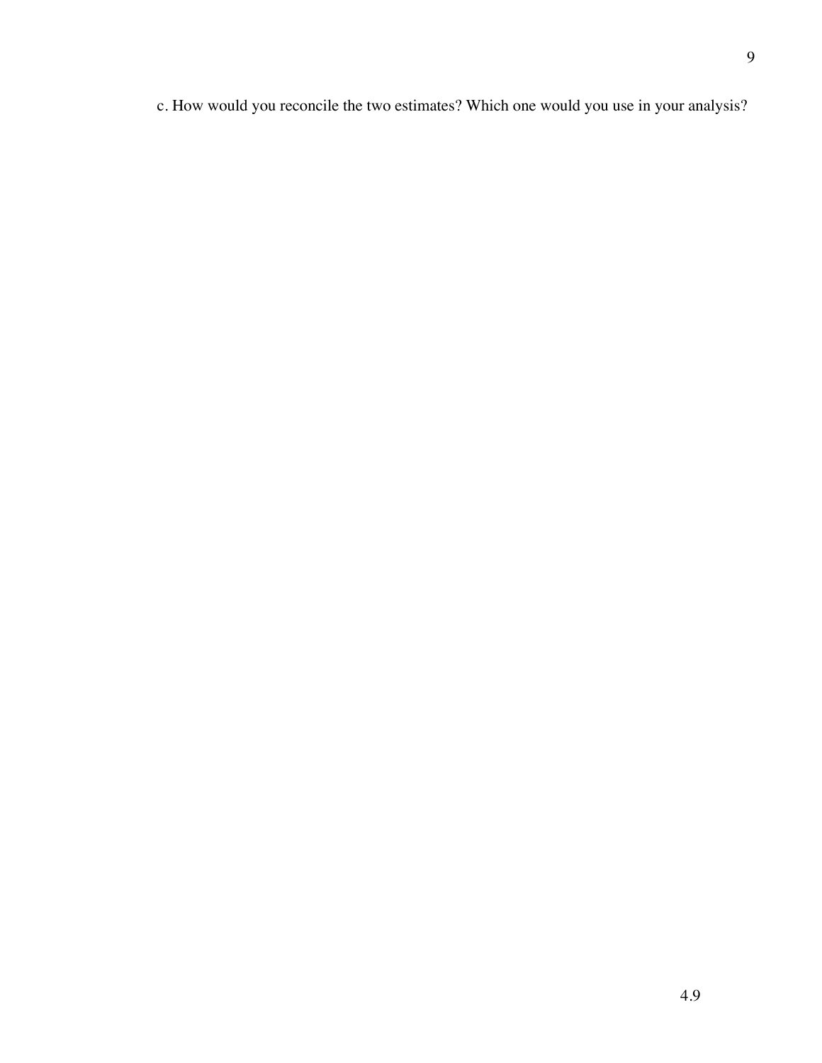c. How would you reconcile the two estimates? Which one would you use in your analysis?

4.9